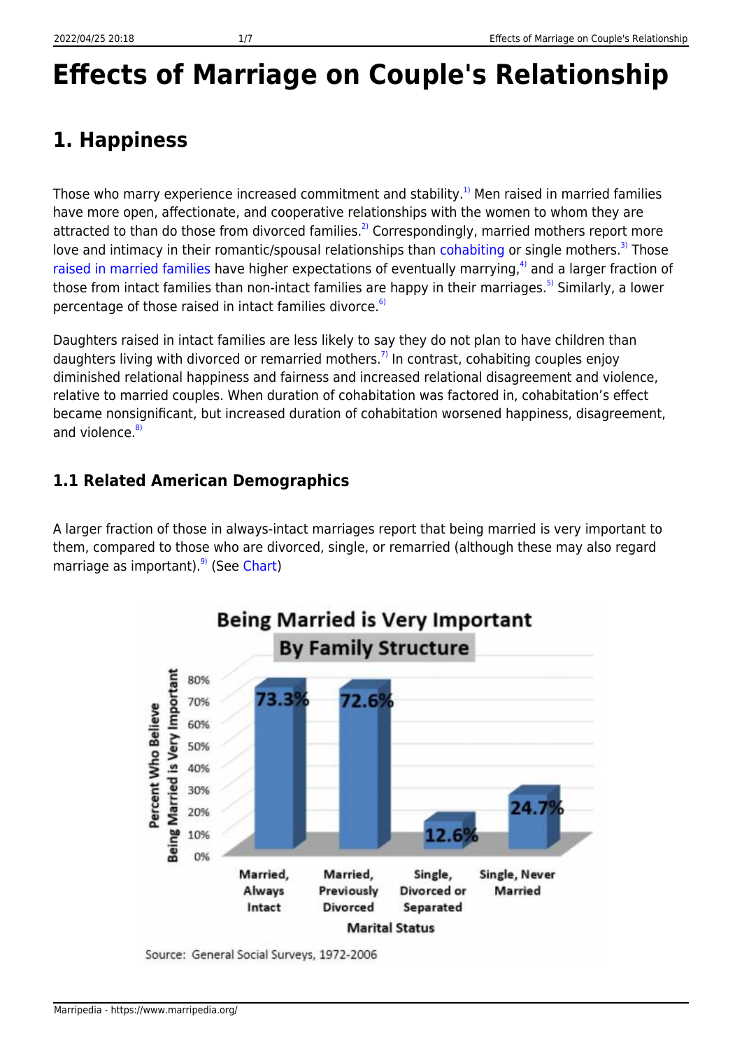# Effects of Marriage on Couple's Relationship

## 1. Happiness

Those who marry experience increased commitment and stability.[1] Men raised in married families have more open, affectionate, and cooperative relationships with the women to whom they are attracted to than do those from divorced families.[2] Correspondingly, married mothers report more love and intimacy in their romantic/spousal relationships than cohabiting or single mothers.[3] Those raised in married families have higher expectations of eventually marrying,[4] and a larger fraction of those from intact families than non-intact families are happy in their marriages.[5] Similarly, a lower percentage of those raised in intact families divorce.[6]

Daughters raised in intact families are less likely to say they do not plan to have children than daughters living with divorced or remarried mothers.[7] In contrast, cohabiting couples enjoy diminished relational happiness and fairness and increased relational disagreement and violence, relative to married couples. When duration of cohabitation was factored in, cohabitation's effect became nonsignificant, but increased duration of cohabitation worsened happiness, disagreement, and violence.[8]

### 1.1 Related American Demographics

A larger fraction of those in always-intact marriages report that being married is very important to them, compared to those who are divorced, single, or remarried (although these may also regard marriage as important).[9] (See Chart)

**Being Married is Very Important — By Family Structure**

| Marital Status | Percent Who Believe Being Married is Very Important |
|---|---|
| Married, Always Intact | 73.3% |
| Married, Previously Divorced | 72.6% |
| Single, Divorced or Separated | 12.6% |
| Single, Never Married | 24.7% |

Source: General Social Surveys, 1972-2006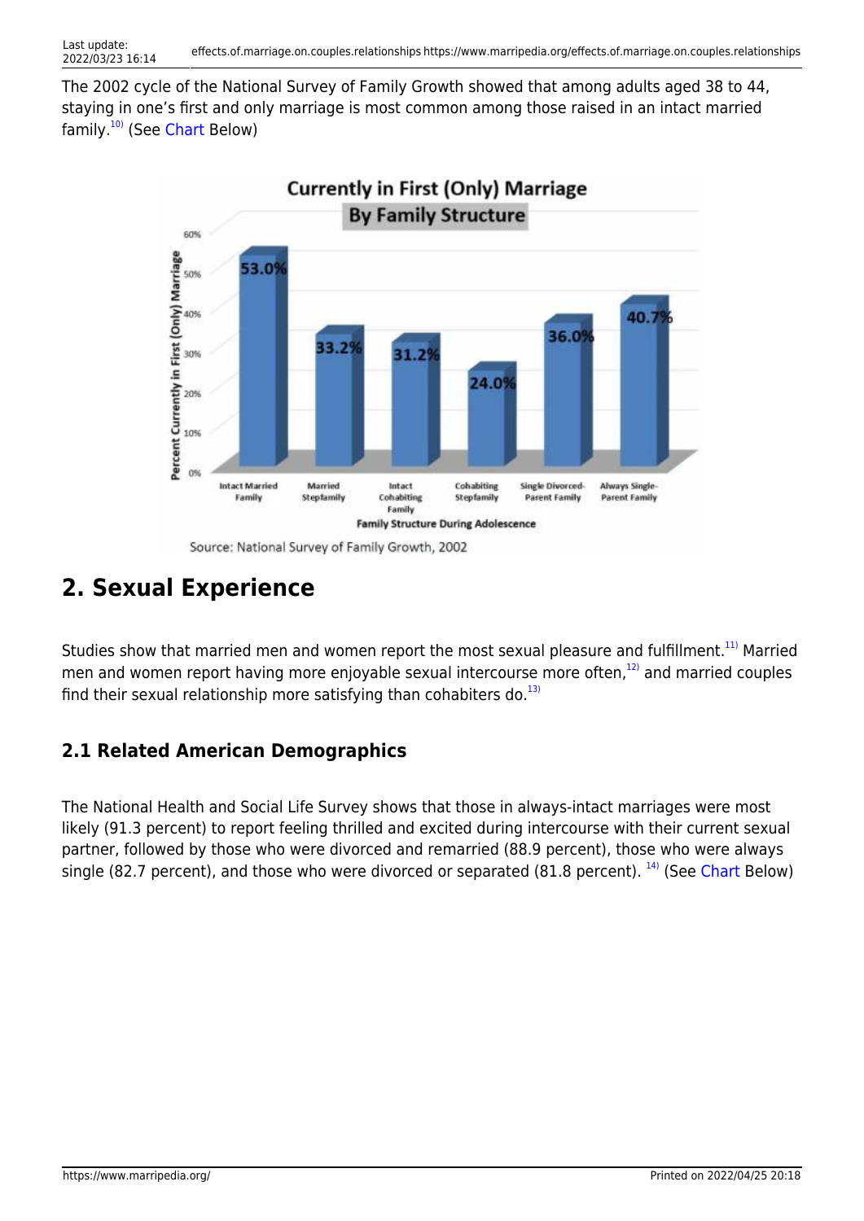The 2002 cycle of the National Survey of Family Growth showed that among adults aged 38 to 44, staying in one's first and only marriage is most common among those raised in an intact married family.[10] (See Chart Below)

**Currently in First (Only) Marriage**
**By Family Structure**

| Family Structure During Adolescence | Percent Currently in First (Only) Marriage |
| --- | --- |
| Intact Married Family | 53.0% |
| Married Stepfamily | 33.2% |
| Intact Cohabiting Family | 31.2% |
| Cohabiting Stepfamily | 24.0% |
| Single Divorced-Parent Family | 36.0% |
| Always Single-Parent Family | 40.7% |

Source: National Survey of Family Growth, 2002

## 2. Sexual Experience

Studies show that married men and women report the most sexual pleasure and fulfillment.[11] Married men and women report having more enjoyable sexual intercourse more often,[12] and married couples find their sexual relationship more satisfying than cohabiters do.[13]

### 2.1 Related American Demographics

The National Health and Social Life Survey shows that those in always-intact marriages were most likely (91.3 percent) to report feeling thrilled and excited during intercourse with their current sexual partner, followed by those who were divorced and remarried (88.9 percent), those who were always single (82.7 percent), and those who were divorced or separated (81.8 percent). [14] (See Chart Below)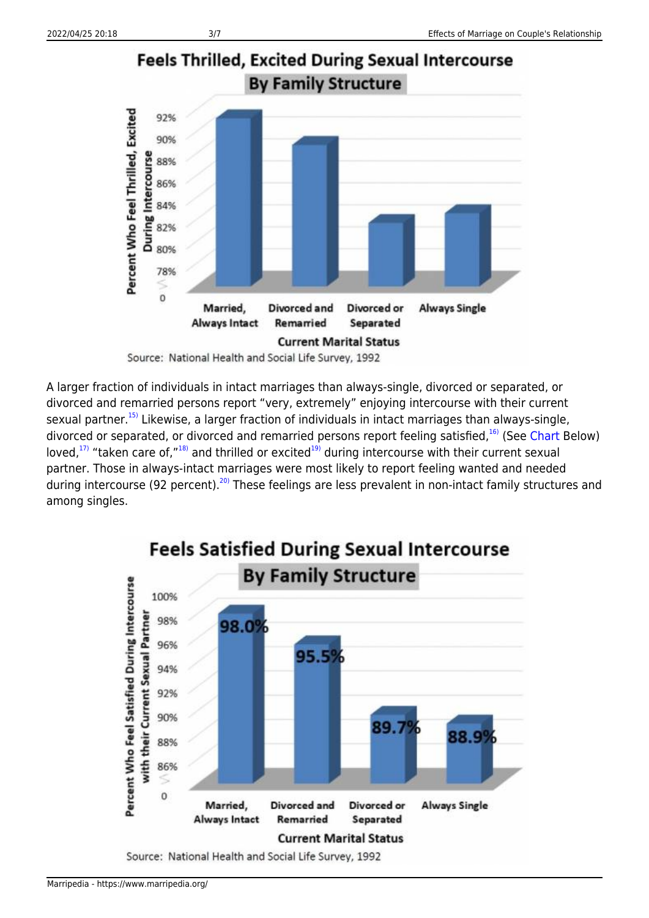**Feels Thrilled, Excited During Sexual Intercourse By Family Structure**

Source: National Health and Social Life Survey, 1992

A larger fraction of individuals in intact marriages than always-single, divorced or separated, or divorced and remarried persons report "very, extremely" enjoying intercourse with their current sexual partner.[15] Likewise, a larger fraction of individuals in intact marriages than always-single, divorced or separated, or divorced and remarried persons report feeling satisfied,[16] (See Chart Below) loved,[17] "taken care of,"[18] and thrilled or excited[19] during intercourse with their current sexual partner. Those in always-intact marriages were most likely to report feeling wanted and needed during intercourse (92 percent).[20] These feelings are less prevalent in non-intact family structures and among singles.

**Feels Satisfied During Sexual Intercourse By Family Structure**

| Current Marital Status | Percent Who Feel Satisfied During Intercourse with their Current Sexual Partner |
|---|---|
| Married, Always Intact | 98.0% |
| Divorced and Remarried | 95.5% |
| Divorced or Separated | 89.7% |
| Always Single | 88.9% |

Source: National Health and Social Life Survey, 1992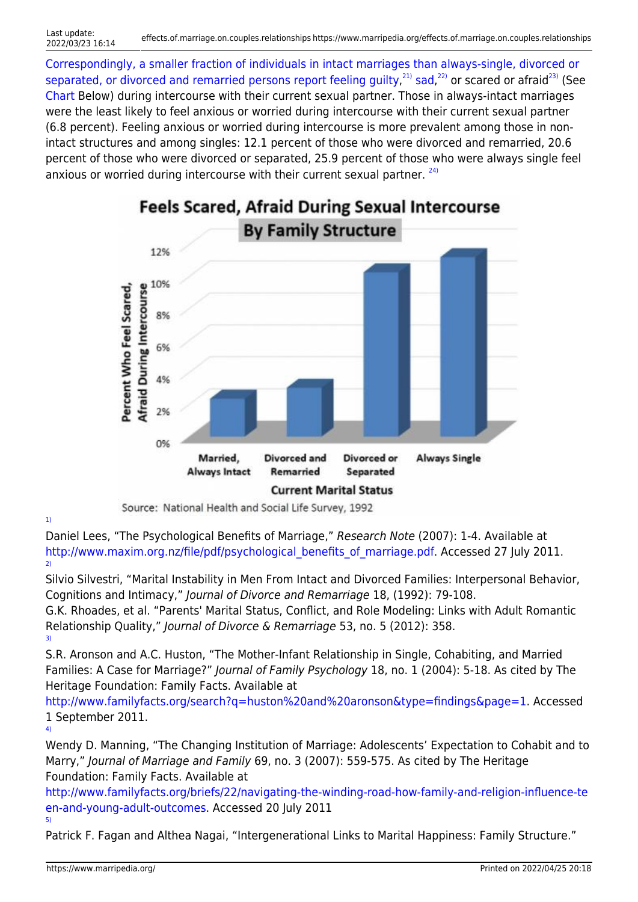Correspondingly, a smaller fraction of individuals in intact marriages than always-single, divorced or separated, or divorced and remarried persons report feeling guilty,[21] sad,[22] or scared or afraid[23] (See Chart Below) during intercourse with their current sexual partner. Those in always-intact marriages were the least likely to feel anxious or worried during intercourse with their current sexual partner (6.8 percent). Feeling anxious or worried during intercourse is more prevalent among those in non-intact structures and among singles: 12.1 percent of those who were divorced and remarried, 20.6 percent of those who were divorced or separated, 25.9 percent of those who were always single feel anxious or worried during intercourse with their current sexual partner. [24]

**Feels Scared, Afraid During Sexual Intercourse By Family Structure**

Source: National Health and Social Life Survey, 1992

[1]

Daniel Lees, "The Psychological Benefits of Marriage," *Research Note* (2007): 1-4. Available at http://www.maxim.org.nz/file/pdf/psychological_benefits_of_marriage.pdf. Accessed 27 July 2011.

[2]

Silvio Silvestri, "Marital Instability in Men From Intact and Divorced Families: Interpersonal Behavior, Cognitions and Intimacy," *Journal of Divorce and Remarriage* 18, (1992): 79-108.
G.K. Rhoades, et al. "Parents' Marital Status, Conflict, and Role Modeling: Links with Adult Romantic Relationship Quality," *Journal of Divorce & Remarriage* 53, no. 5 (2012): 358.

[3]

S.R. Aronson and A.C. Huston, "The Mother-Infant Relationship in Single, Cohabiting, and Married Families: A Case for Marriage?" *Journal of Family Psychology* 18, no. 1 (2004): 5-18. As cited by The Heritage Foundation: Family Facts. Available at http://www.familyfacts.org/search?q=huston%20and%20aronson&type=findings&page=1. Accessed 1 September 2011.

[4]

Wendy D. Manning, "The Changing Institution of Marriage: Adolescents' Expectation to Cohabit and to Marry," *Journal of Marriage and Family* 69, no. 3 (2007): 559-575. As cited by The Heritage Foundation: Family Facts. Available at http://www.familyfacts.org/briefs/22/navigating-the-winding-road-how-family-and-religion-influence-teen-and-young-adult-outcomes. Accessed 20 July 2011

[5]

Patrick F. Fagan and Althea Nagai, "Intergenerational Links to Marital Happiness: Family Structure."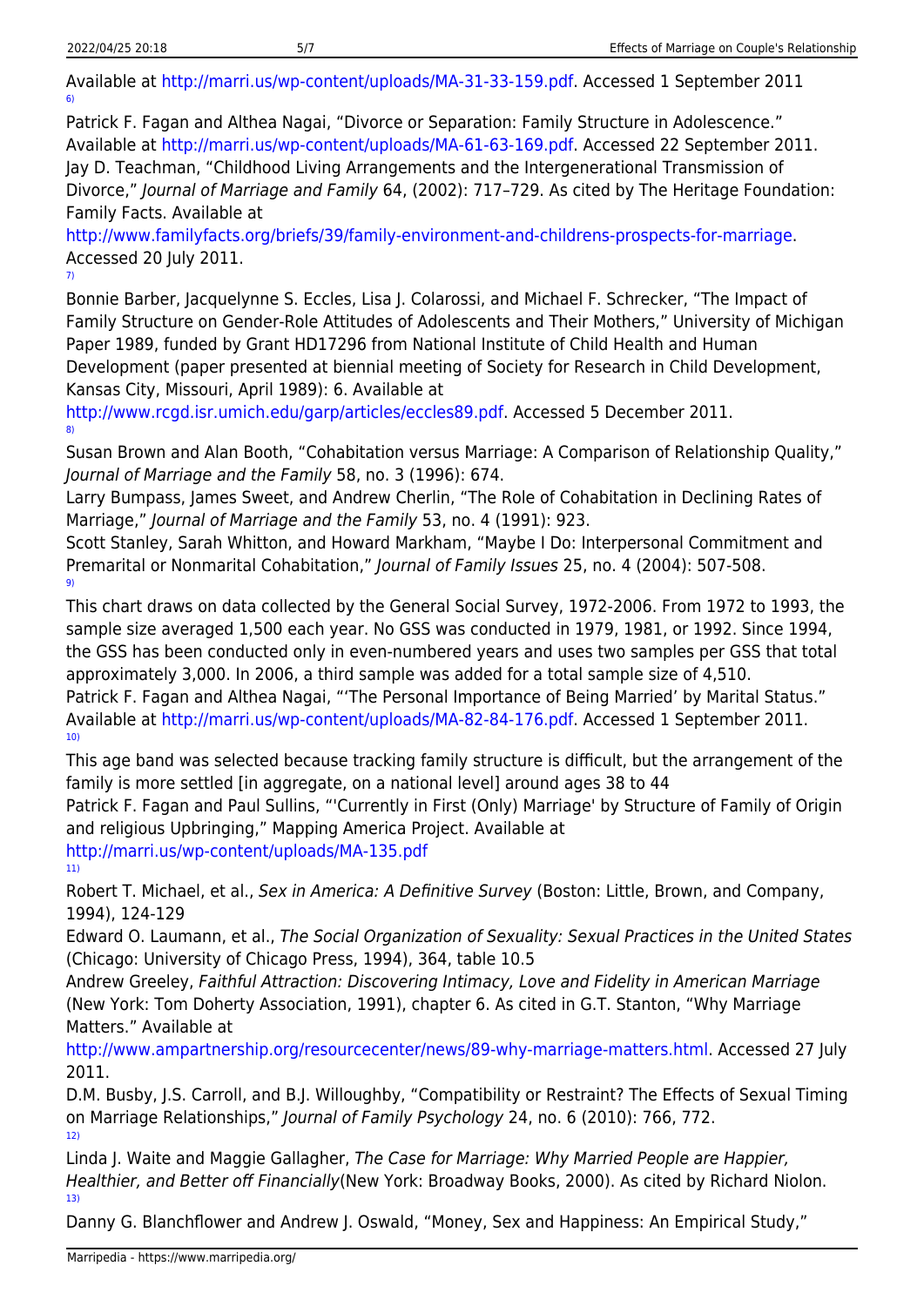Available at http://marri.us/wp-content/uploads/MA-31-33-159.pdf. Accessed 1 September 2011

[6]

Patrick F. Fagan and Althea Nagai, "Divorce or Separation: Family Structure in Adolescence." Available at http://marri.us/wp-content/uploads/MA-61-63-169.pdf. Accessed 22 September 2011.
Jay D. Teachman, "Childhood Living Arrangements and the Intergenerational Transmission of Divorce," *Journal of Marriage and Family* 64, (2002): 717–729. As cited by The Heritage Foundation: Family Facts. Available at http://www.familyfacts.org/briefs/39/family-environment-and-childrens-prospects-for-marriage. Accessed 20 July 2011.

[7]

Bonnie Barber, Jacquelynne S. Eccles, Lisa J. Colarossi, and Michael F. Schrecker, "The Impact of Family Structure on Gender-Role Attitudes of Adolescents and Their Mothers," University of Michigan Paper 1989, funded by Grant HD17296 from National Institute of Child Health and Human Development (paper presented at biennial meeting of Society for Research in Child Development, Kansas City, Missouri, April 1989): 6. Available at http://www.rcgd.isr.umich.edu/garp/articles/eccles89.pdf. Accessed 5 December 2011.

[8]

Susan Brown and Alan Booth, "Cohabitation versus Marriage: A Comparison of Relationship Quality," *Journal of Marriage and the Family* 58, no. 3 (1996): 674.
Larry Bumpass, James Sweet, and Andrew Cherlin, "The Role of Cohabitation in Declining Rates of Marriage," *Journal of Marriage and the Family* 53, no. 4 (1991): 923.
Scott Stanley, Sarah Whitton, and Howard Markham, "Maybe I Do: Interpersonal Commitment and Premarital or Nonmarital Cohabitation," *Journal of Family Issues* 25, no. 4 (2004): 507-508.

[9]

This chart draws on data collected by the General Social Survey, 1972-2006. From 1972 to 1993, the sample size averaged 1,500 each year. No GSS was conducted in 1979, 1981, or 1992. Since 1994, the GSS has been conducted only in even-numbered years and uses two samples per GSS that total approximately 3,000. In 2006, a third sample was added for a total sample size of 4,510.
Patrick F. Fagan and Althea Nagai, "'The Personal Importance of Being Married' by Marital Status." Available at http://marri.us/wp-content/uploads/MA-82-84-176.pdf. Accessed 1 September 2011.

[10]

This age band was selected because tracking family structure is difficult, but the arrangement of the family is more settled [in aggregate, on a national level] around ages 38 to 44
Patrick F. Fagan and Paul Sullins, "'Currently in First (Only) Marriage' by Structure of Family of Origin and religious Upbringing," Mapping America Project. Available at http://marri.us/wp-content/uploads/MA-135.pdf

[11]

Robert T. Michael, et al., *Sex in America: A Definitive Survey* (Boston: Little, Brown, and Company, 1994), 124-129
Edward O. Laumann, et al., *The Social Organization of Sexuality: Sexual Practices in the United States* (Chicago: University of Chicago Press, 1994), 364, table 10.5
Andrew Greeley, *Faithful Attraction: Discovering Intimacy, Love and Fidelity in American Marriage* (New York: Tom Doherty Association, 1991), chapter 6. As cited in G.T. Stanton, "Why Marriage Matters." Available at http://www.ampartnership.org/resourcecenter/news/89-why-marriage-matters.html. Accessed 27 July 2011.
D.M. Busby, J.S. Carroll, and B.J. Willoughby, "Compatibility or Restraint? The Effects of Sexual Timing on Marriage Relationships," *Journal of Family Psychology* 24, no. 6 (2010): 766, 772.

[12]

Linda J. Waite and Maggie Gallagher, *The Case for Marriage: Why Married People are Happier, Healthier, and Better off Financially*(New York: Broadway Books, 2000). As cited by Richard Niolon.

[13]

Danny G. Blanchflower and Andrew J. Oswald, "Money, Sex and Happiness: An Empirical Study,"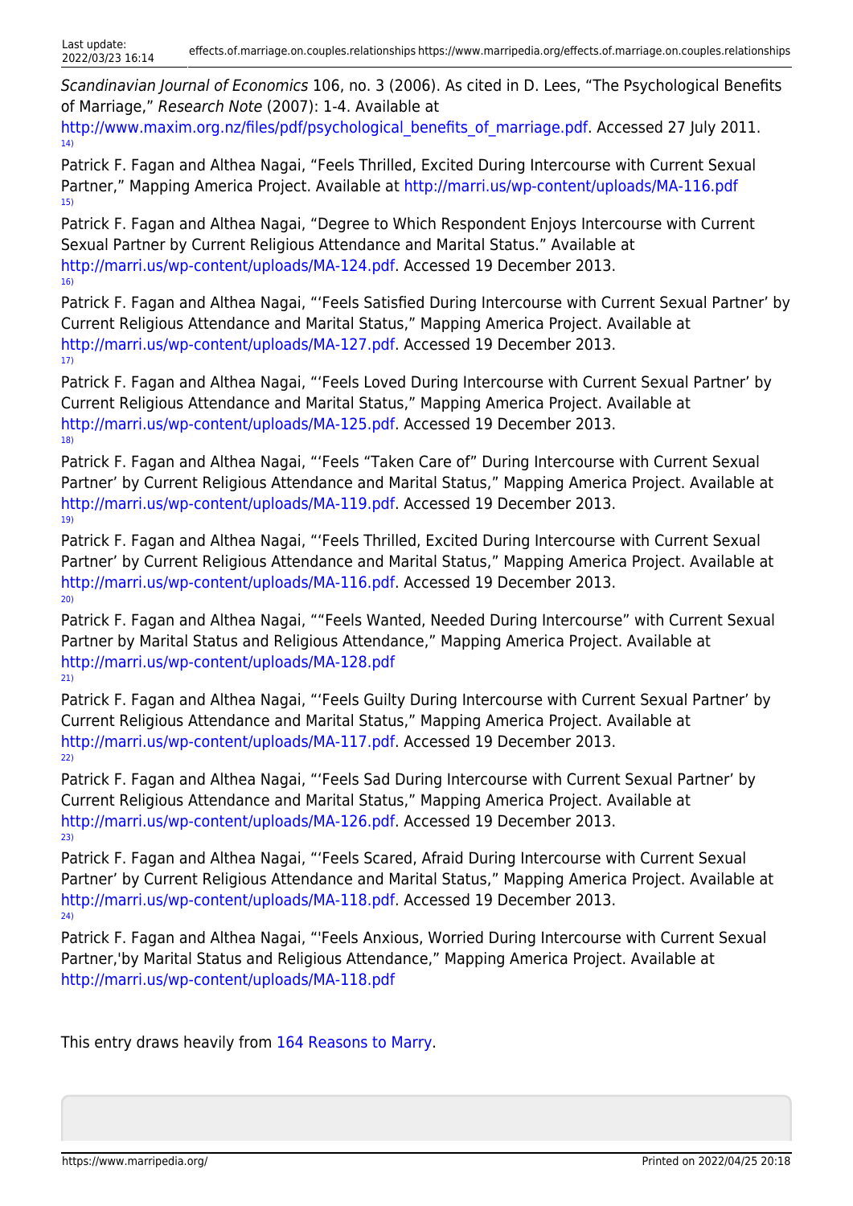*Scandinavian Journal of Economics* 106, no. 3 (2006). As cited in D. Lees, “The Psychological Benefits of Marriage,” *Research Note* (2007): 1-4. Available at http://www.maxim.org.nz/files/pdf/psychological_benefits_of_marriage.pdf. Accessed 27 July 2011.

[14] Patrick F. Fagan and Althea Nagai, “Feels Thrilled, Excited During Intercourse with Current Sexual Partner,” Mapping America Project. Available at http://marri.us/wp-content/uploads/MA-116.pdf

[15] Patrick F. Fagan and Althea Nagai, “Degree to Which Respondent Enjoys Intercourse with Current Sexual Partner by Current Religious Attendance and Marital Status.” Available at http://marri.us/wp-content/uploads/MA-124.pdf. Accessed 19 December 2013.

[16] Patrick F. Fagan and Althea Nagai, “‘Feels Satisfied During Intercourse with Current Sexual Partner’ by Current Religious Attendance and Marital Status,” Mapping America Project. Available at http://marri.us/wp-content/uploads/MA-127.pdf. Accessed 19 December 2013.

[17] Patrick F. Fagan and Althea Nagai, “‘Feels Loved During Intercourse with Current Sexual Partner’ by Current Religious Attendance and Marital Status,” Mapping America Project. Available at http://marri.us/wp-content/uploads/MA-125.pdf. Accessed 19 December 2013.

[18] Patrick F. Fagan and Althea Nagai, “‘Feels “Taken Care of” During Intercourse with Current Sexual Partner’ by Current Religious Attendance and Marital Status,” Mapping America Project. Available at http://marri.us/wp-content/uploads/MA-119.pdf. Accessed 19 December 2013.

[19] Patrick F. Fagan and Althea Nagai, “‘Feels Thrilled, Excited During Intercourse with Current Sexual Partner’ by Current Religious Attendance and Marital Status,” Mapping America Project. Available at http://marri.us/wp-content/uploads/MA-116.pdf. Accessed 19 December 2013.

[20] Patrick F. Fagan and Althea Nagai, ““Feels Wanted, Needed During Intercourse” with Current Sexual Partner by Marital Status and Religious Attendance,” Mapping America Project. Available at http://marri.us/wp-content/uploads/MA-128.pdf

[21] Patrick F. Fagan and Althea Nagai, “‘Feels Guilty During Intercourse with Current Sexual Partner’ by Current Religious Attendance and Marital Status,” Mapping America Project. Available at http://marri.us/wp-content/uploads/MA-117.pdf. Accessed 19 December 2013.

[22] Patrick F. Fagan and Althea Nagai, “‘Feels Sad During Intercourse with Current Sexual Partner’ by Current Religious Attendance and Marital Status,” Mapping America Project. Available at http://marri.us/wp-content/uploads/MA-126.pdf. Accessed 19 December 2013.

[23] Patrick F. Fagan and Althea Nagai, “‘Feels Scared, Afraid During Intercourse with Current Sexual Partner’ by Current Religious Attendance and Marital Status,” Mapping America Project. Available at http://marri.us/wp-content/uploads/MA-118.pdf. Accessed 19 December 2013.

[24] Patrick F. Fagan and Althea Nagai, “'Feels Anxious, Worried During Intercourse with Current Sexual Partner,'by Marital Status and Religious Attendance,” Mapping America Project. Available at http://marri.us/wp-content/uploads/MA-118.pdf

This entry draws heavily from 164 Reasons to Marry.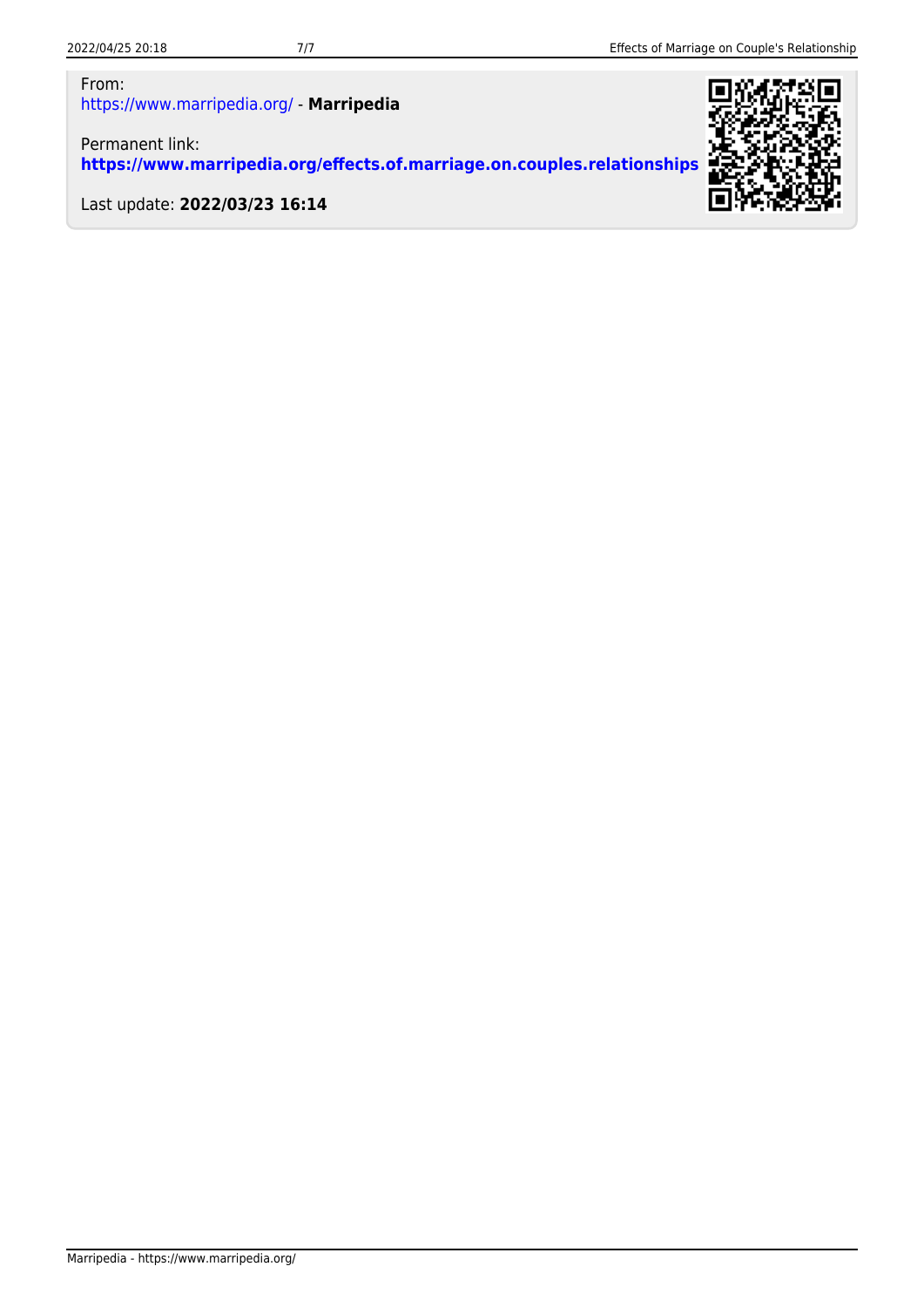From:
https://www.marripedia.org/ - **Marripedia**

Permanent link:
**https://www.marripedia.org/effects.of.marriage.on.couples.relationships**

Last update: **2022/03/23 16:14**